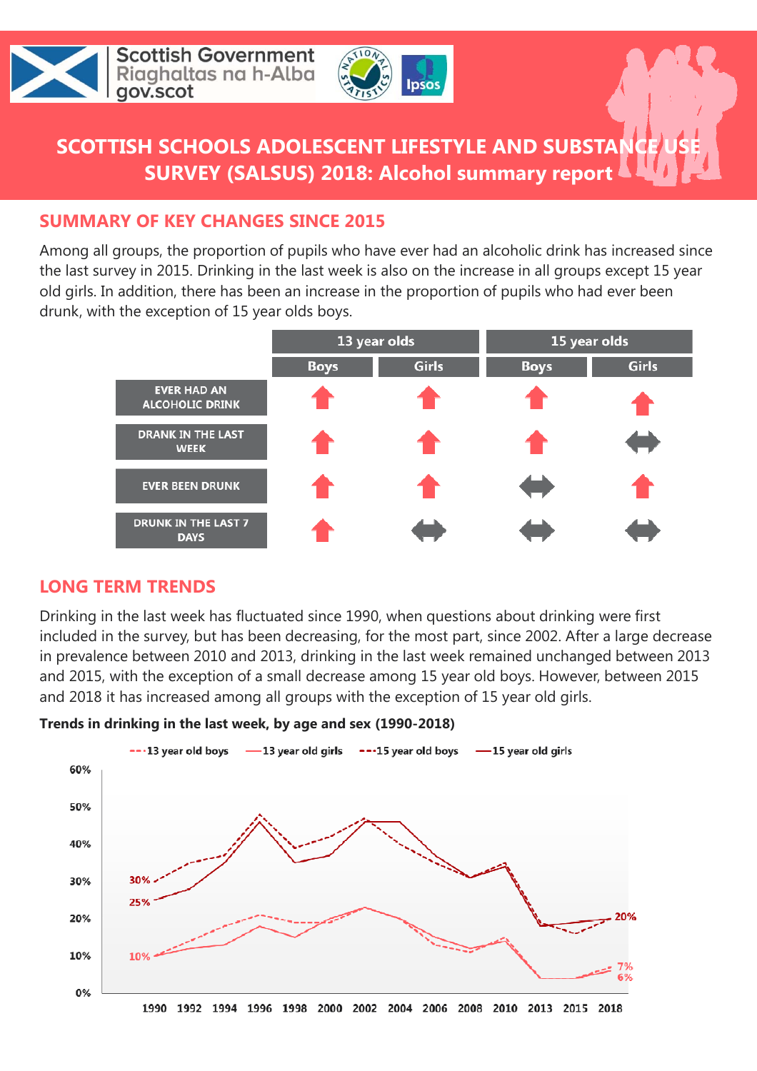Scottish Government
Riaghaltas na h-Alba
gov.scot

# SCOTTISH SCHOOLS ADOLESCENT LIFESTYLE AND SUBSTANCE USE SURVEY (SALSUS) 2018: Alcohol summary report

## SUMMARY OF KEY CHANGES SINCE 2015

Among all groups, the proportion of pupils who have ever had an alcoholic drink has increased since the last survey in 2015. Drinking in the last week is also on the increase in all groups except 15 year old girls. In addition, there has been an increase in the proportion of pupils who had ever been drunk, with the exception of 15 year olds boys.

| | 13 year olds | | 15 year olds | |
|---|---|---|---|---|
| | Boys | Girls | Boys | Girls |
| EVER HAD AN ALCOHOLIC DRINK | ↑ | ↑ | ↑ | ↑ |
| DRANK IN THE LAST WEEK | ↑ | ↑ | ↑ | ↔ |
| EVER BEEN DRUNK | ↑ | ↑ | ↔ | ↑ |
| DRUNK IN THE LAST 7 DAYS | ↑ | ↔ | ↔ | ↔ |

## LONG TERM TRENDS

Drinking in the last week has fluctuated since 1990, when questions about drinking were first included in the survey, but has been decreasing, for the most part, since 2002. After a large decrease in prevalence between 2010 and 2013, drinking in the last week remained unchanged between 2013 and 2015, with the exception of a small decrease among 15 year old boys. However, between 2015 and 2018 it has increased among all groups with the exception of 15 year old girls.

**Trends in drinking in the last week, by age and sex (1990-2018)**

| | 1990 | 2018 |
|---|---|---|
| 13 year old boys | 10% | 7% |
| 13 year old girls | 10% | 6% |
| 15 year old boys | 30% | 20% |
| 15 year old girls | 25% | 20% |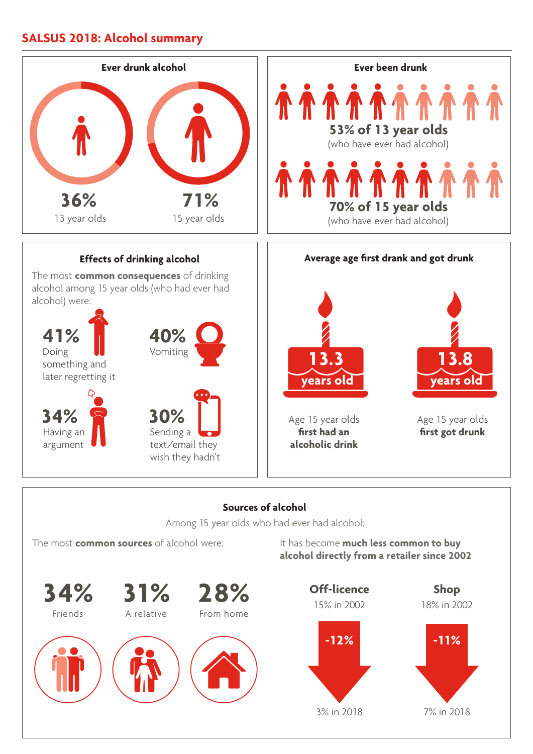# SALSUS 2018: Alcohol summary

## Ever drunk alcohol

**36%**
13 year olds

**71%**
15 year olds

## Ever been drunk

**53% of 13 year olds**
(who have ever had alcohol)

**70% of 15 year olds**
(who have ever had alcohol)

## Effects of drinking alcohol

The most **common consequences** of drinking alcohol among 15 year olds (who had ever had alcohol) were:

**41%**
Doing something and later regretting it

**40%**
Vomiting

**34%**
Having an argument

**30%**
Sending a text/email they wish they hadn't

## Average age first drank and got drunk

**13.3 years old**
Age 15 year olds **first had an alcoholic drink**

**13.8 years old**
Age 15 year olds **first got drunk**

## Sources of alcohol

Among 15 year olds who had ever had alcohol:

The most **common sources** of alcohol were:

**34%**
Friends

**31%**
A relative

**28%**
From home

It has become **much less common to buy alcohol directly from a retailer since 2002**

**Off-licence**
15% in 2002
-12%
3% in 2018

**Shop**
18% in 2002
-11%
7% in 2018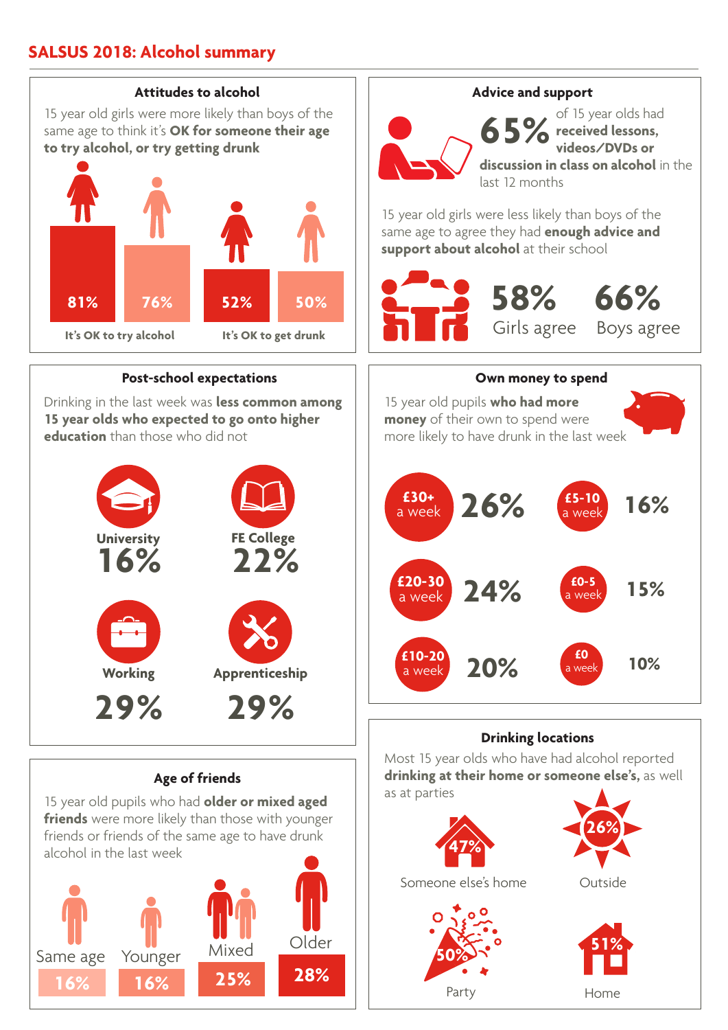# SALSUS 2018: Alcohol summary

## Attitudes to alcohol

15 year old girls were more likely than boys of the same age to think it's **OK for someone their age to try alcohol, or try getting drunk**

| | Girls | Boys |
|---|---|---|
| It's OK to try alcohol | 81% | 76% |
| It's OK to get drunk | 52% | 50% |

## Advice and support

**65%** of 15 year olds had **received lessons, videos/DVDs or discussion in class on alcohol** in the last 12 months

15 year old girls were less likely than boys of the same age to agree they had **enough advice and support about alcohol** at their school

**58%** Girls agree

**66%** Boys agree

## Post-school expectations

Drinking in the last week was **less common among 15 year olds who expected to go onto higher education** than those who did not

| University | FE College | Working | Apprenticeship |
|---|---|---|---|
| 16% | 22% | 29% | 29% |

## Own money to spend

15 year old pupils **who had more money** of their own to spend were more likely to have drunk in the last week

| Money per week | % |
|---|---|
| £30+ a week | 26% |
| £20-30 a week | 24% |
| £10-20 a week | 20% |
| £5-10 a week | 16% |
| £0-5 a week | 15% |
| £0 a week | 10% |

## Age of friends

15 year old pupils who had **older or mixed aged friends** were more likely than those with younger friends or friends of the same age to have drunk alcohol in the last week

| Same age | Younger | Mixed | Older |
|---|---|---|---|
| 16% | 16% | 25% | 28% |

## Drinking locations

Most 15 year olds who have had alcohol reported **drinking at their home or someone else's,** as well as at parties

| Location | % |
|---|---|
| Someone else's home | 47% |
| Outside | 26% |
| Party | 50% |
| Home | 51% |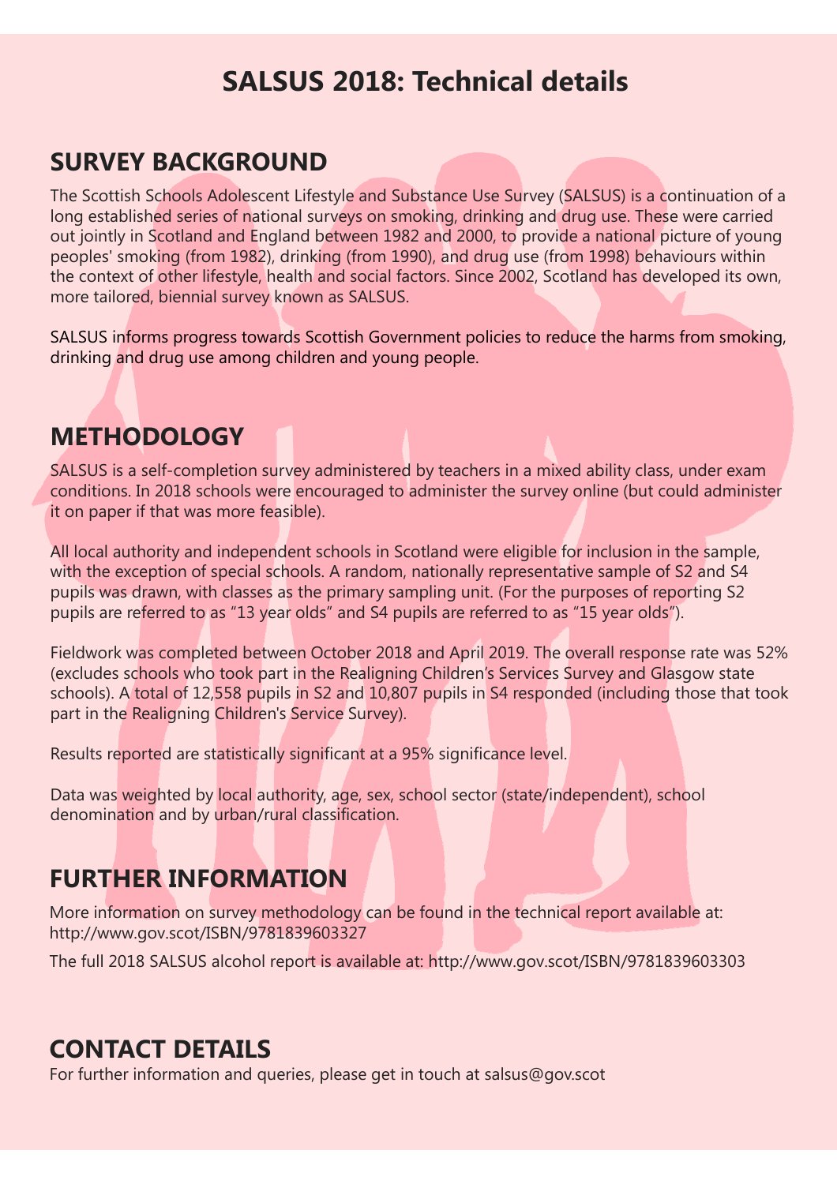# SALSUS 2018: Technical details

## SURVEY BACKGROUND

The Scottish Schools Adolescent Lifestyle and Substance Use Survey (SALSUS) is a continuation of a long established series of national surveys on smoking, drinking and drug use. These were carried out jointly in Scotland and England between 1982 and 2000, to provide a national picture of young peoples' smoking (from 1982), drinking (from 1990), and drug use (from 1998) behaviours within the context of other lifestyle, health and social factors. Since 2002, Scotland has developed its own, more tailored, biennial survey known as SALSUS.

SALSUS informs progress towards Scottish Government policies to reduce the harms from smoking, drinking and drug use among children and young people.

## METHODOLOGY

SALSUS is a self-completion survey administered by teachers in a mixed ability class, under exam conditions. In 2018 schools were encouraged to administer the survey online (but could administer it on paper if that was more feasible).

All local authority and independent schools in Scotland were eligible for inclusion in the sample, with the exception of special schools. A random, nationally representative sample of S2 and S4 pupils was drawn, with classes as the primary sampling unit. (For the purposes of reporting S2 pupils are referred to as "13 year olds" and S4 pupils are referred to as "15 year olds").

Fieldwork was completed between October 2018 and April 2019. The overall response rate was 52% (excludes schools who took part in the Realigning Children's Services Survey and Glasgow state schools). A total of 12,558 pupils in S2 and 10,807 pupils in S4 responded (including those that took part in the Realigning Children's Service Survey).

Results reported are statistically significant at a 95% significance level.

Data was weighted by local authority, age, sex, school sector (state/independent), school denomination and by urban/rural classification.

## FURTHER INFORMATION

More information on survey methodology can be found in the technical report available at: http://www.gov.scot/ISBN/9781839603327

The full 2018 SALSUS alcohol report is available at: http://www.gov.scot/ISBN/9781839603303

## CONTACT DETAILS

For further information and queries, please get in touch at salsus@gov.scot